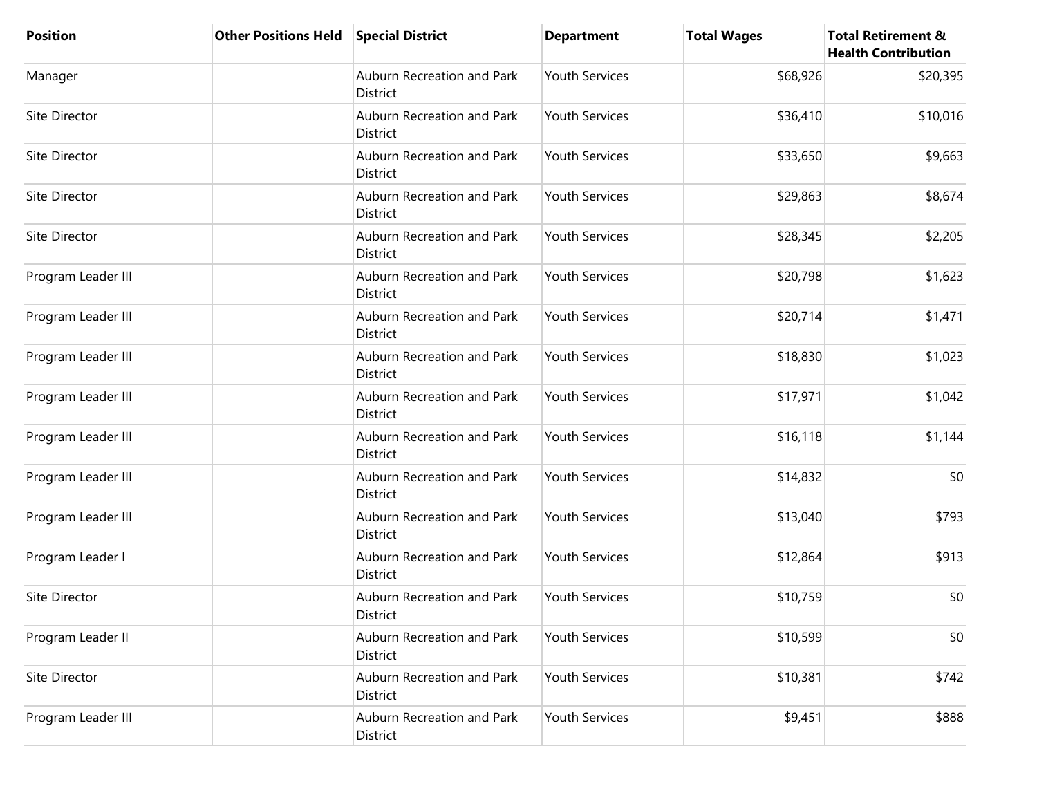| Position | Other Positions Held | Special District | Department | Total Wages | Total Retirement & Health Contribution |
|---|---|---|---|---|---|
| Manager | | Auburn Recreation and Park District | Youth Services | $68,926 | $20,395 |
| Site Director | | Auburn Recreation and Park District | Youth Services | $36,410 | $10,016 |
| Site Director | | Auburn Recreation and Park District | Youth Services | $33,650 | $9,663 |
| Site Director | | Auburn Recreation and Park District | Youth Services | $29,863 | $8,674 |
| Site Director | | Auburn Recreation and Park District | Youth Services | $28,345 | $2,205 |
| Program Leader III | | Auburn Recreation and Park District | Youth Services | $20,798 | $1,623 |
| Program Leader III | | Auburn Recreation and Park District | Youth Services | $20,714 | $1,471 |
| Program Leader III | | Auburn Recreation and Park District | Youth Services | $18,830 | $1,023 |
| Program Leader III | | Auburn Recreation and Park District | Youth Services | $17,971 | $1,042 |
| Program Leader III | | Auburn Recreation and Park District | Youth Services | $16,118 | $1,144 |
| Program Leader III | | Auburn Recreation and Park District | Youth Services | $14,832 | $0 |
| Program Leader III | | Auburn Recreation and Park District | Youth Services | $13,040 | $793 |
| Program Leader I | | Auburn Recreation and Park District | Youth Services | $12,864 | $913 |
| Site Director | | Auburn Recreation and Park District | Youth Services | $10,759 | $0 |
| Program Leader II | | Auburn Recreation and Park District | Youth Services | $10,599 | $0 |
| Site Director | | Auburn Recreation and Park District | Youth Services | $10,381 | $742 |
| Program Leader III | | Auburn Recreation and Park District | Youth Services | $9,451 | $888 |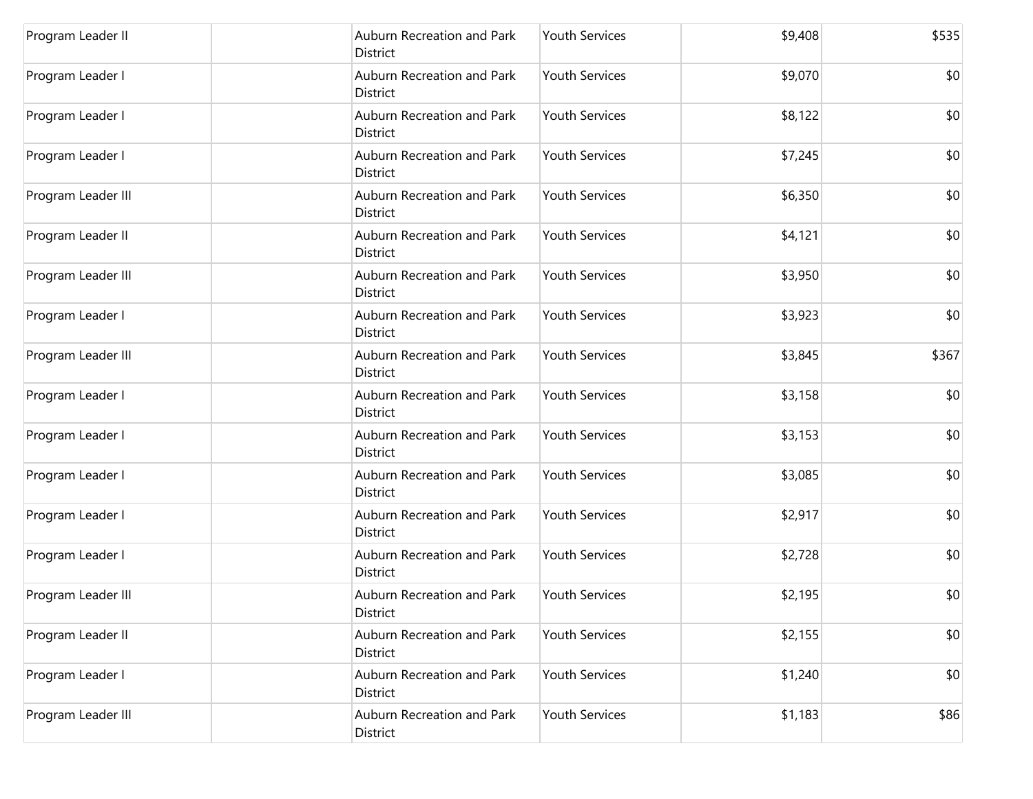| | | | | | |
|---|---|---|---|---|---|
| Program Leader II | | Auburn Recreation and Park District | Youth Services | $9,408 | $535 |
| Program Leader I | | Auburn Recreation and Park District | Youth Services | $9,070 | $0 |
| Program Leader I | | Auburn Recreation and Park District | Youth Services | $8,122 | $0 |
| Program Leader I | | Auburn Recreation and Park District | Youth Services | $7,245 | $0 |
| Program Leader III | | Auburn Recreation and Park District | Youth Services | $6,350 | $0 |
| Program Leader II | | Auburn Recreation and Park District | Youth Services | $4,121 | $0 |
| Program Leader III | | Auburn Recreation and Park District | Youth Services | $3,950 | $0 |
| Program Leader I | | Auburn Recreation and Park District | Youth Services | $3,923 | $0 |
| Program Leader III | | Auburn Recreation and Park District | Youth Services | $3,845 | $367 |
| Program Leader I | | Auburn Recreation and Park District | Youth Services | $3,158 | $0 |
| Program Leader I | | Auburn Recreation and Park District | Youth Services | $3,153 | $0 |
| Program Leader I | | Auburn Recreation and Park District | Youth Services | $3,085 | $0 |
| Program Leader I | | Auburn Recreation and Park District | Youth Services | $2,917 | $0 |
| Program Leader I | | Auburn Recreation and Park District | Youth Services | $2,728 | $0 |
| Program Leader III | | Auburn Recreation and Park District | Youth Services | $2,195 | $0 |
| Program Leader II | | Auburn Recreation and Park District | Youth Services | $2,155 | $0 |
| Program Leader I | | Auburn Recreation and Park District | Youth Services | $1,240 | $0 |
| Program Leader III | | Auburn Recreation and Park District | Youth Services | $1,183 | $86 |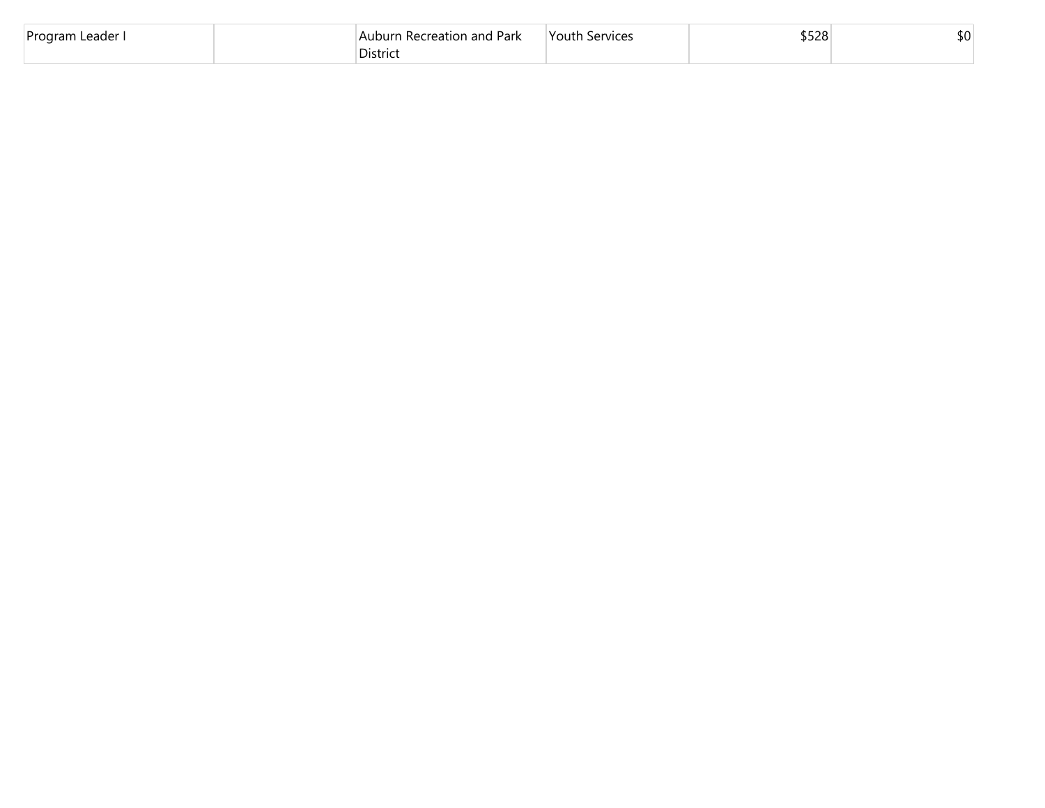| | | | | | |
|---|---|---|---|---|---|
| Program Leader I | | Auburn Recreation and Park District | Youth Services | $528 | $0 |